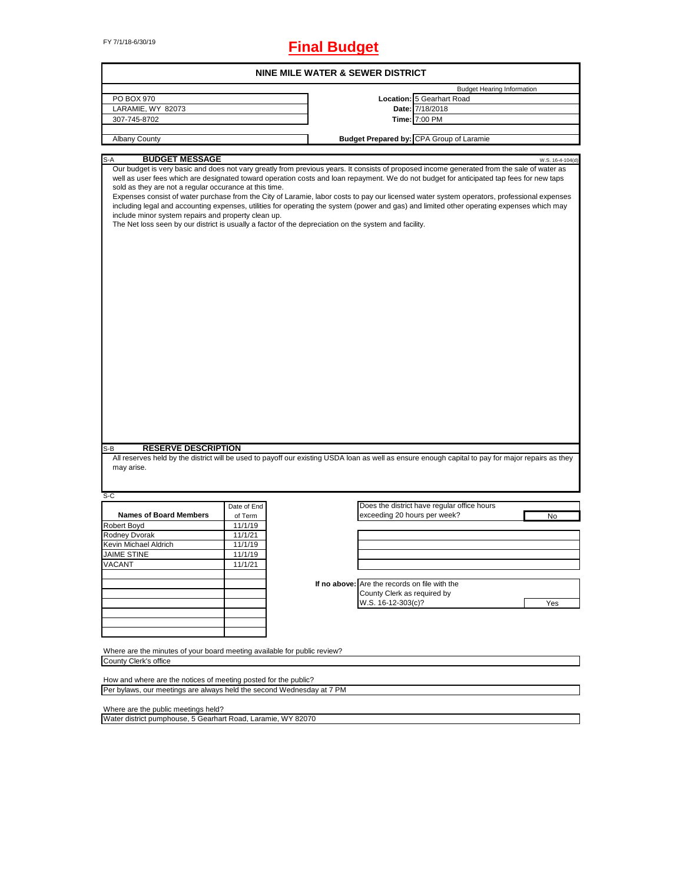FY 7/1/18-6/30/19

# Final Budget

## NINE MILE WATER & SEWER DISTRICT

| | | |
|---|---|---|
| PO BOX 970 | | Budget Hearing Information |
| LARAMIE, WY 82073 | **Location:** | 5 Gearhart Road |
| 307-745-8702 | **Date:** | 7/18/2018 |
| | **Time:** | 7:00 PM |
| Albany County | **Budget Prepared by:** | CPA Group of Laramie |

### S-A BUDGET MESSAGE

W.S. 16-4-104(d)

Our budget is very basic and does not vary greatly from previous years. It consists of proposed income generated from the sale of water as well as user fees which are designated toward operation costs and loan repayment. We do not budget for anticipated tap fees for new taps sold as they are not a regular occurance at this time.

Expenses consist of water purchase from the City of Laramie, labor costs to pay our licensed water system operators, professional expenses including legal and accounting expenses, utilities for operating the system (power and gas) and limited other operating expenses which may include minor system repairs and property clean up.

The Net loss seen by our district is usually a factor of the depreciation on the system and facility.

### S-B RESERVE DESCRIPTION

All reserves held by the district will be used to payoff our existing USDA loan as well as ensure enough capital to pay for major repairs as they may arise.

### S-C

| Names of Board Members | Date of End of Term |
|---|---|
| Robert Boyd | 11/1/19 |
| Rodney Dvorak | 11/1/21 |
| Kevin Michael Aldrich | 11/1/19 |
| JAIME STINE | 11/1/19 |
| VACANT | 11/1/21 |

Does the district have regular office hours exceeding 20 hours per week? **No**

**If no above:** Are the records on file with the County Clerk as required by W.S. 16-12-303(c)? **Yes**

Where are the minutes of your board meeting available for public review?

County Clerk's office

How and where are the notices of meeting posted for the public?

Per bylaws, our meetings are always held the second Wednesday at 7 PM

Where are the public meetings held?

Water district pumphouse, 5 Gearhart Road, Laramie, WY 82070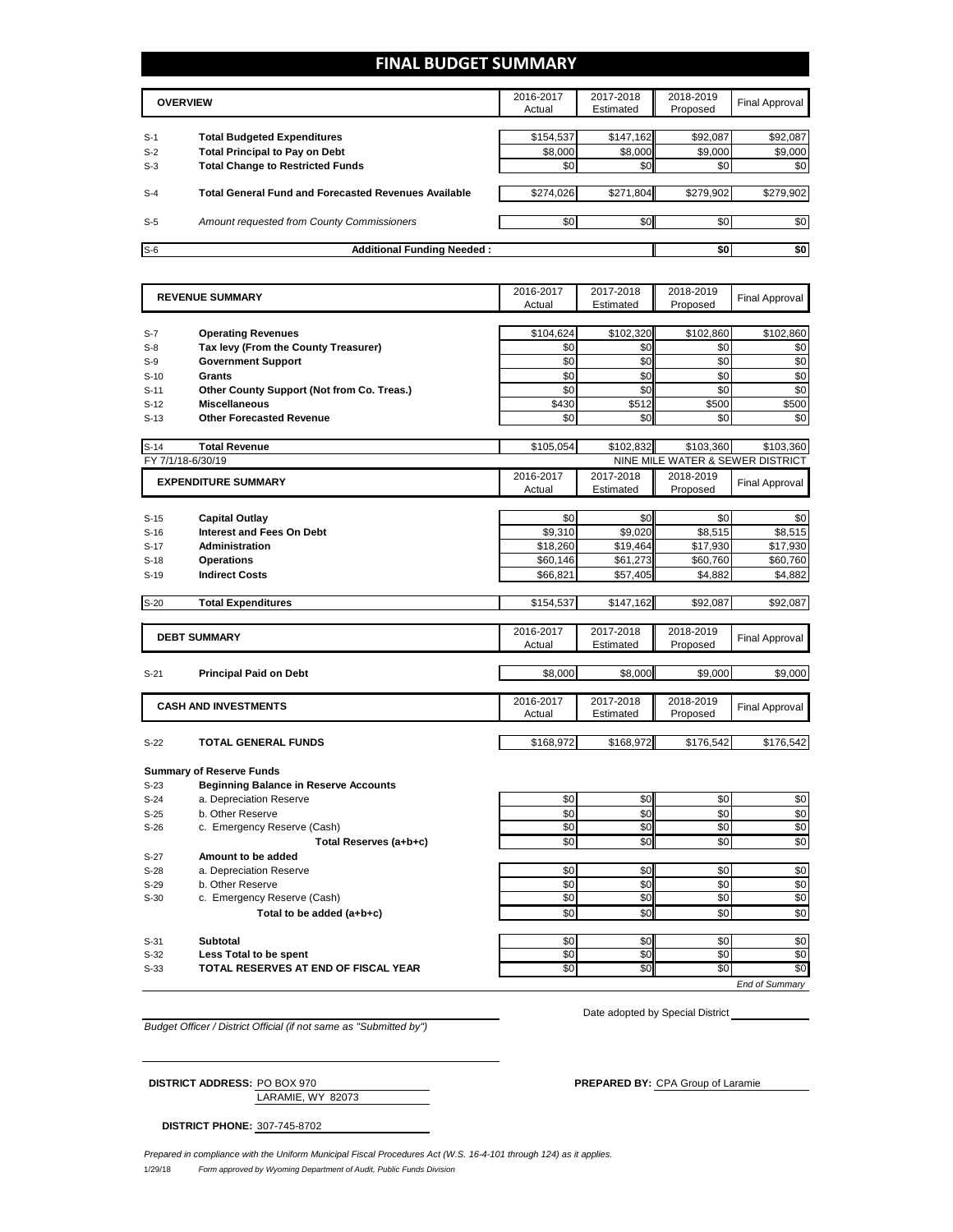# FINAL BUDGET SUMMARY

| | OVERVIEW | 2016-2017 Actual | 2017-2018 Estimated | 2018-2019 Proposed | Final Approval |
|---|---|---|---|---|---|
| S-1 | **Total Budgeted Expenditures** | $154,537 | $147,162 | $92,087 | $92,087 |
| S-2 | **Total Principal to Pay on Debt** | $8,000 | $8,000 | $9,000 | $9,000 |
| S-3 | **Total Change to Restricted Funds** | $0 | $0 | $0 | $0 |
| S-4 | **Total General Fund and Forecasted Revenues Available** | $274,026 | $271,804 | $279,902 | $279,902 |
| S-5 | *Amount requested from County Commissioners* | $0 | $0 | $0 | $0 |
| S-6 | **Additional Funding Needed :** | | | $0 | $0 |

| | REVENUE SUMMARY | 2016-2017 Actual | 2017-2018 Estimated | 2018-2019 Proposed | Final Approval |
|---|---|---|---|---|---|
| S-7 | **Operating Revenues** | $104,624 | $102,320 | $102,860 | $102,860 |
| S-8 | **Tax levy (From the County Treasurer)** | $0 | $0 | $0 | $0 |
| S-9 | **Government Support** | $0 | $0 | $0 | $0 |
| S-10 | **Grants** | $0 | $0 | $0 | $0 |
| S-11 | **Other County Support (Not from Co. Treas.)** | $0 | $0 | $0 | $0 |
| S-12 | **Miscellaneous** | $430 | $512 | $500 | $500 |
| S-13 | **Other Forecasted Revenue** | $0 | $0 | $0 | $0 |
| S-14 | **Total Revenue** | $105,054 | $102,832 | $103,360 | $103,360 |

FY 7/1/18-6/30/19 — NINE MILE WATER & SEWER DISTRICT

| | EXPENDITURE SUMMARY | 2016-2017 Actual | 2017-2018 Estimated | 2018-2019 Proposed | Final Approval |
|---|---|---|---|---|---|
| S-15 | **Capital Outlay** | $0 | $0 | $0 | $0 |
| S-16 | **Interest and Fees On Debt** | $9,310 | $9,020 | $8,515 | $8,515 |
| S-17 | **Administration** | $18,260 | $19,464 | $17,930 | $17,930 |
| S-18 | **Operations** | $60,146 | $61,273 | $60,760 | $60,760 |
| S-19 | **Indirect Costs** | $66,821 | $57,405 | $4,882 | $4,882 |
| S-20 | **Total Expenditures** | $154,537 | $147,162 | $92,087 | $92,087 |

| | DEBT SUMMARY | 2016-2017 Actual | 2017-2018 Estimated | 2018-2019 Proposed | Final Approval |
|---|---|---|---|---|---|
| S-21 | **Principal Paid on Debt** | $8,000 | $8,000 | $9,000 | $9,000 |

| | CASH AND INVESTMENTS | 2016-2017 Actual | 2017-2018 Estimated | 2018-2019 Proposed | Final Approval |
|---|---|---|---|---|---|
| S-22 | **TOTAL GENERAL FUNDS** | $168,972 | $168,972 | $176,542 | $176,542 |
| | **Summary of Reserve Funds** | | | | |
| S-23 | **Beginning Balance in Reserve Accounts** | | | | |
| S-24 | a. Depreciation Reserve | $0 | $0 | $0 | $0 |
| S-25 | b. Other Reserve | $0 | $0 | $0 | $0 |
| S-26 | c. Emergency Reserve (Cash) | $0 | $0 | $0 | $0 |
| | **Total Reserves (a+b+c)** | $0 | $0 | $0 | $0 |
| S-27 | **Amount to be added** | | | | |
| S-28 | a. Depreciation Reserve | $0 | $0 | $0 | $0 |
| S-29 | b. Other Reserve | $0 | $0 | $0 | $0 |
| S-30 | c. Emergency Reserve (Cash) | $0 | $0 | $0 | $0 |
| | **Total to be added (a+b+c)** | $0 | $0 | $0 | $0 |
| S-31 | **Subtotal** | $0 | $0 | $0 | $0 |
| S-32 | **Less Total to be spent** | $0 | $0 | $0 | $0 |
| S-33 | **TOTAL RESERVES AT END OF FISCAL YEAR** | $0 | $0 | $0 | $0 |

*End of Summary*

*Budget Officer / District Official (if not same as "Submitted by")*

Date adopted by Special District

**DISTRICT ADDRESS:** PO BOX 970
LARAMIE, WY 82073

**PREPARED BY:** CPA Group of Laramie

**DISTRICT PHONE:** 307-745-8702

*Prepared in compliance with the Uniform Municipal Fiscal Procedures Act (W.S. 16-4-101 through 124) as it applies.*

1/29/18 *Form approved by Wyoming Department of Audit, Public Funds Division*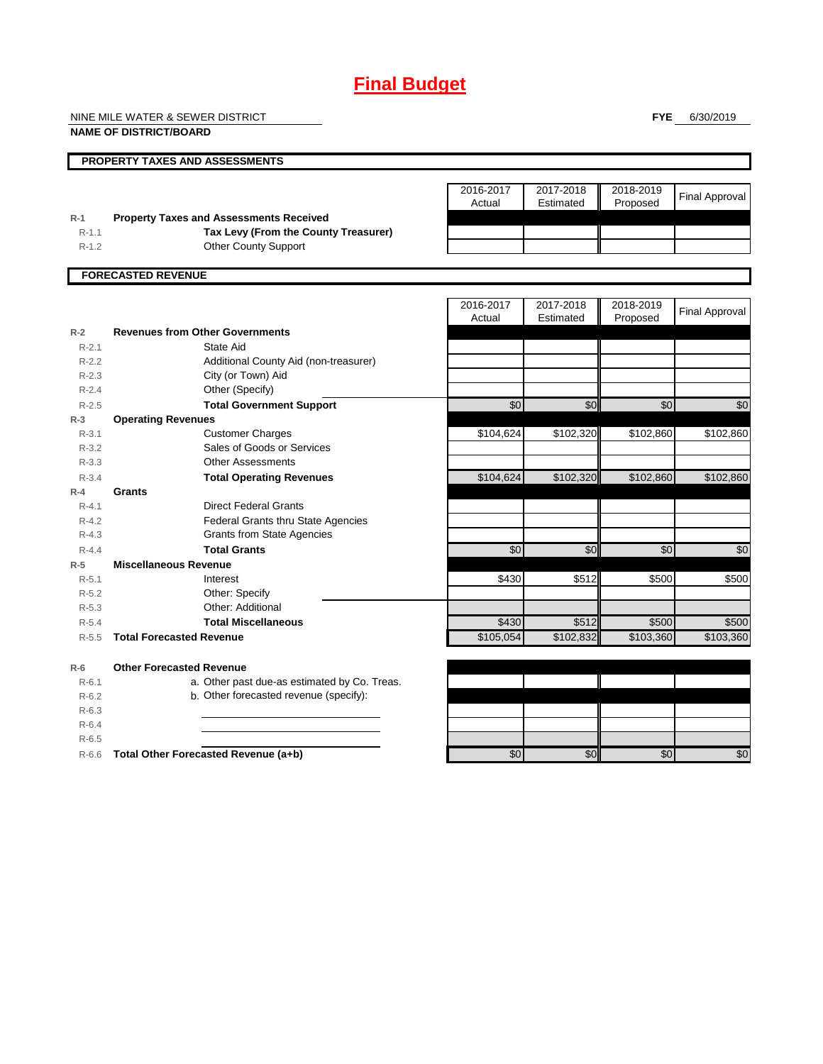# Final Budget

NINE MILE WATER & SEWER DISTRICT
**NAME OF DISTRICT/BOARD**

**FYE** 6/30/2019

## PROPERTY TAXES AND ASSESSMENTS

| | | 2016-2017 Actual | 2017-2018 Estimated | 2018-2019 Proposed | Final Approval |
|---|---|---|---|---|---|
| R-1 | **Property Taxes and Assessments Received** | | | | |
| R-1.1 | **Tax Levy (From the County Treasurer)** | | | | |
| R-1.2 | Other County Support | | | | |

## FORECASTED REVENUE

| | | 2016-2017 Actual | 2017-2018 Estimated | 2018-2019 Proposed | Final Approval |
|---|---|---|---|---|---|
| R-2 | **Revenues from Other Governments** | | | | |
| R-2.1 | State Aid | | | | |
| R-2.2 | Additional County Aid (non-treasurer) | | | | |
| R-2.3 | City (or Town) Aid | | | | |
| R-2.4 | Other (Specify) | | | | |
| R-2.5 | **Total Government Support** | $0 | $0 | $0 | $0 |
| R-3 | **Operating Revenues** | | | | |
| R-3.1 | Customer Charges | $104,624 | $102,320 | $102,860 | $102,860 |
| R-3.2 | Sales of Goods or Services | | | | |
| R-3.3 | Other Assessments | | | | |
| R-3.4 | **Total Operating Revenues** | $104,624 | $102,320 | $102,860 | $102,860 |
| R-4 | **Grants** | | | | |
| R-4.1 | Direct Federal Grants | | | | |
| R-4.2 | Federal Grants thru State Agencies | | | | |
| R-4.3 | Grants from State Agencies | | | | |
| R-4.4 | **Total Grants** | $0 | $0 | $0 | $0 |
| R-5 | **Miscellaneous Revenue** | | | | |
| R-5.1 | Interest | $430 | $512 | $500 | $500 |
| R-5.2 | Other: Specify | | | | |
| R-5.3 | Other: Additional | | | | |
| R-5.4 | **Total Miscellaneous** | $430 | $512 | $500 | $500 |
| R-5.5 | **Total Forecasted Revenue** | $105,054 | $102,832 | $103,360 | $103,360 |
| R-6 | **Other Forecasted Revenue** | | | | |
| R-6.1 | a. Other past due-as estimated by Co. Treas. | | | | |
| R-6.2 | b. Other forecasted revenue (specify): | | | | |
| R-6.3 | | | | | |
| R-6.4 | | | | | |
| R-6.5 | | | | | |
| R-6.6 | **Total Other Forecasted Revenue (a+b)** | $0 | $0 | $0 | $0 |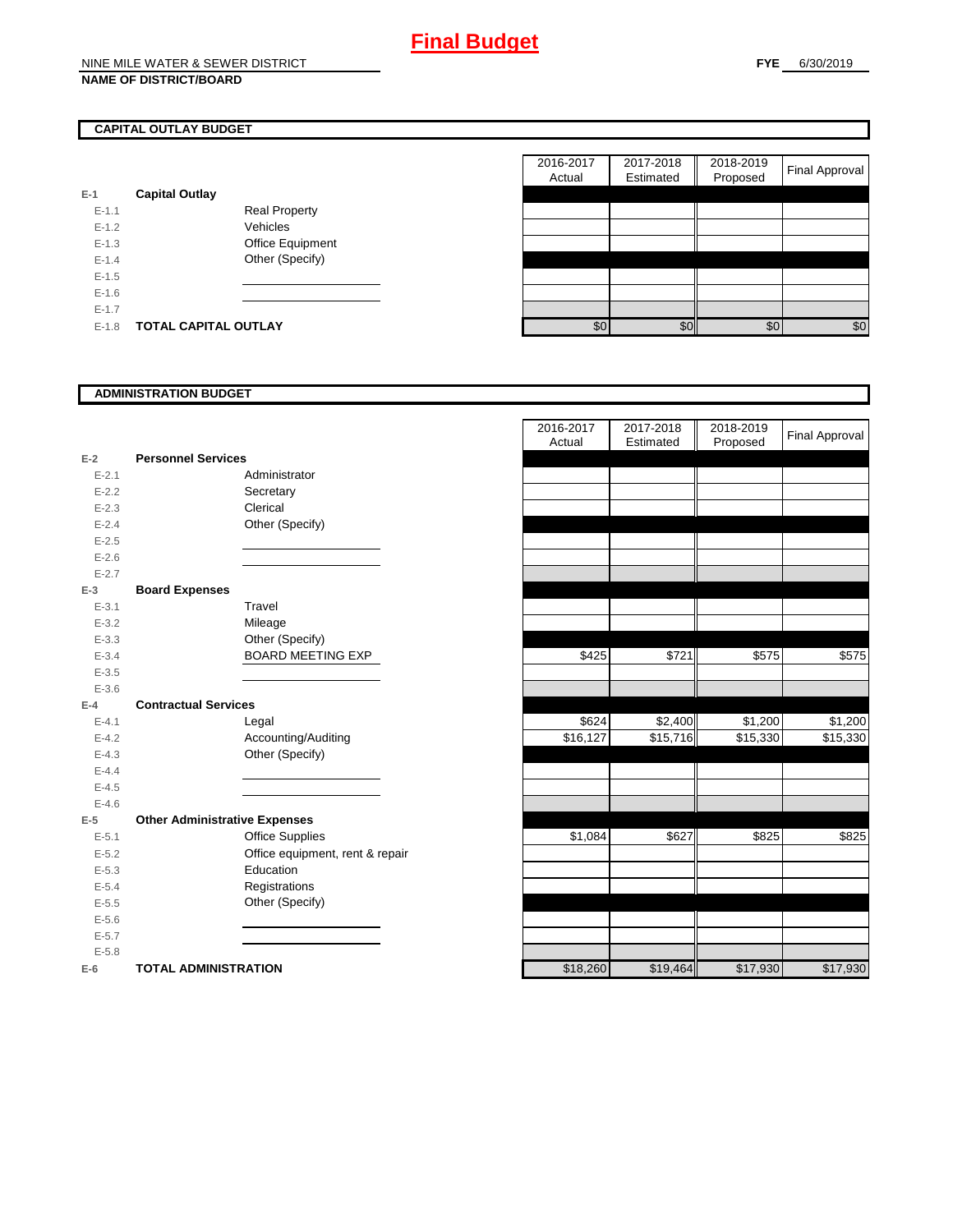# Final Budget

NINE MILE WATER & SEWER DISTRICT
**NAME OF DISTRICT/BOARD**

**FYE** 6/30/2019

## CAPITAL OUTLAY BUDGET

| | | | 2016-2017 Actual | 2017-2018 Estimated | 2018-2019 Proposed | Final Approval |
|---|---|---|---|---|---|---|
| **E-1** | **Capital Outlay** | | | | | |
| E-1.1 | | Real Property | | | | |
| E-1.2 | | Vehicles | | | | |
| E-1.3 | | Office Equipment | | | | |
| E-1.4 | | Other (Specify) | | | | |
| E-1.5 | | | | | | |
| E-1.6 | | | | | | |
| E-1.7 | | | | | | |
| E-1.8 | **TOTAL CAPITAL OUTLAY** | | $0 | $0 | $0 | $0 |

## ADMINISTRATION BUDGET

| | | | 2016-2017 Actual | 2017-2018 Estimated | 2018-2019 Proposed | Final Approval |
|---|---|---|---|---|---|---|
| **E-2** | **Personnel Services** | | | | | |
| E-2.1 | | Administrator | | | | |
| E-2.2 | | Secretary | | | | |
| E-2.3 | | Clerical | | | | |
| E-2.4 | | Other (Specify) | | | | |
| E-2.5 | | | | | | |
| E-2.6 | | | | | | |
| E-2.7 | | | | | | |
| **E-3** | **Board Expenses** | | | | | |
| E-3.1 | | Travel | | | | |
| E-3.2 | | Mileage | | | | |
| E-3.3 | | Other (Specify) | | | | |
| E-3.4 | | BOARD MEETING EXP | $425 | $721 | $575 | $575 |
| E-3.5 | | | | | | |
| E-3.6 | | | | | | |
| **E-4** | **Contractual Services** | | | | | |
| E-4.1 | | Legal | $624 | $2,400 | $1,200 | $1,200 |
| E-4.2 | | Accounting/Auditing | $16,127 | $15,716 | $15,330 | $15,330 |
| E-4.3 | | Other (Specify) | | | | |
| E-4.4 | | | | | | |
| E-4.5 | | | | | | |
| E-4.6 | | | | | | |
| **E-5** | **Other Administrative Expenses** | | | | | |
| E-5.1 | | Office Supplies | $1,084 | $627 | $825 | $825 |
| E-5.2 | | Office equipment, rent & repair | | | | |
| E-5.3 | | Education | | | | |
| E-5.4 | | Registrations | | | | |
| E-5.5 | | Other (Specify) | | | | |
| E-5.6 | | | | | | |
| E-5.7 | | | | | | |
| E-5.8 | | | | | | |
| **E-6** | **TOTAL ADMINISTRATION** | | $18,260 | $19,464 | $17,930 | $17,930 |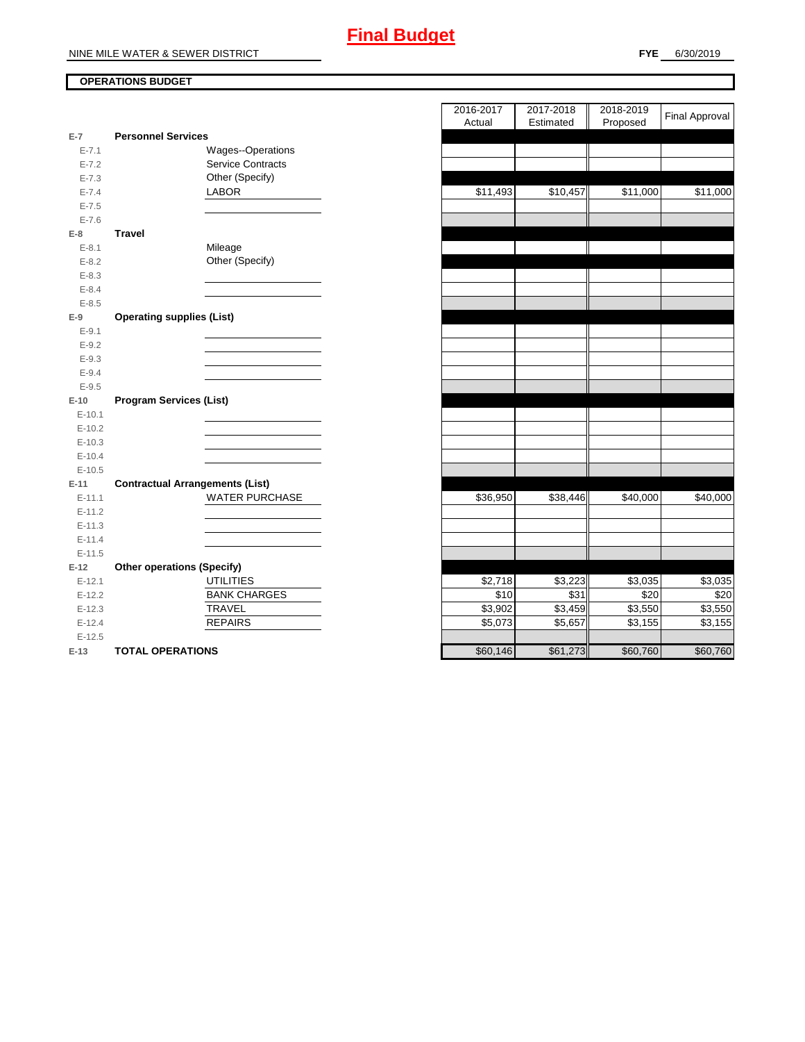# Final Budget

NINE MILE WATER & SEWER DISTRICT

**FYE** 6/30/2019

**OPERATIONS BUDGET**

| | | | 2016-2017 Actual | 2017-2018 Estimated | 2018-2019 Proposed | Final Approval |
|---|---|---|---|---|---|---|
| E-7 | **Personnel Services** | | | | | |
| E-7.1 | | Wages--Operations | | | | |
| E-7.2 | | Service Contracts | | | | |
| E-7.3 | | Other (Specify) | | | | |
| E-7.4 | | LABOR | $11,493 | $10,457 | $11,000 | $11,000 |
| E-7.5 | | | | | | |
| E-7.6 | | | | | | |
| E-8 | **Travel** | | | | | |
| E-8.1 | | Mileage | | | | |
| E-8.2 | | Other (Specify) | | | | |
| E-8.3 | | | | | | |
| E-8.4 | | | | | | |
| E-8.5 | | | | | | |
| E-9 | **Operating supplies (List)** | | | | | |
| E-9.1 | | | | | | |
| E-9.2 | | | | | | |
| E-9.3 | | | | | | |
| E-9.4 | | | | | | |
| E-9.5 | | | | | | |
| E-10 | **Program Services (List)** | | | | | |
| E-10.1 | | | | | | |
| E-10.2 | | | | | | |
| E-10.3 | | | | | | |
| E-10.4 | | | | | | |
| E-10.5 | | | | | | |
| E-11 | **Contractual Arrangements (List)** | | | | | |
| E-11.1 | | WATER PURCHASE | $36,950 | $38,446 | $40,000 | $40,000 |
| E-11.2 | | | | | | |
| E-11.3 | | | | | | |
| E-11.4 | | | | | | |
| E-11.5 | | | | | | |
| E-12 | **Other operations (Specify)** | | | | | |
| E-12.1 | | UTILITIES | $2,718 | $3,223 | $3,035 | $3,035 |
| E-12.2 | | BANK CHARGES | $10 | $31 | $20 | $20 |
| E-12.3 | | TRAVEL | $3,902 | $3,459 | $3,550 | $3,550 |
| E-12.4 | | REPAIRS | $5,073 | $5,657 | $3,155 | $3,155 |
| E-12.5 | | | | | | |
| E-13 | **TOTAL OPERATIONS** | | $60,146 | $61,273 | $60,760 | $60,760 |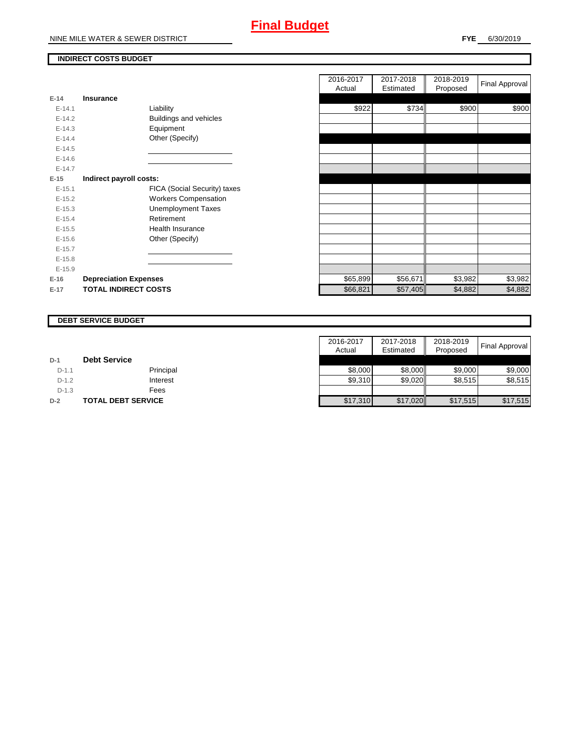# Final Budget

NINE MILE WATER & SEWER DISTRICT

**FYE** 6/30/2019

## INDIRECT COSTS BUDGET

| | | | 2016-2017 Actual | 2017-2018 Estimated | 2018-2019 Proposed | Final Approval |
|---|---|---|---|---|---|---|
| E-14 | **Insurance** | | | | | |
| E-14.1 | | Liability | $922 | $734 | $900 | $900 |
| E-14.2 | | Buildings and vehicles | | | | |
| E-14.3 | | Equipment | | | | |
| E-14.4 | | Other (Specify) | | | | |
| E-14.5 | | | | | | |
| E-14.6 | | | | | | |
| E-14.7 | | | | | | |
| E-15 | **Indirect payroll costs:** | | | | | |
| E-15.1 | | FICA (Social Security) taxes | | | | |
| E-15.2 | | Workers Compensation | | | | |
| E-15.3 | | Unemployment Taxes | | | | |
| E-15.4 | | Retirement | | | | |
| E-15.5 | | Health Insurance | | | | |
| E-15.6 | | Other (Specify) | | | | |
| E-15.7 | | | | | | |
| E-15.8 | | | | | | |
| E-15.9 | | | | | | |
| E-16 | **Depreciation Expenses** | | $65,899 | $56,671 | $3,982 | $3,982 |
| E-17 | **TOTAL INDIRECT COSTS** | | $66,821 | $57,405 | $4,882 | $4,882 |

## DEBT SERVICE BUDGET

| | | | 2016-2017 Actual | 2017-2018 Estimated | 2018-2019 Proposed | Final Approval |
|---|---|---|---|---|---|---|
| D-1 | **Debt Service** | | | | | |
| D-1.1 | | Principal | $8,000 | $8,000 | $9,000 | $9,000 |
| D-1.2 | | Interest | $9,310 | $9,020 | $8,515 | $8,515 |
| D-1.3 | | Fees | | | | |
| D-2 | **TOTAL DEBT SERVICE** | | $17,310 | $17,020 | $17,515 | $17,515 |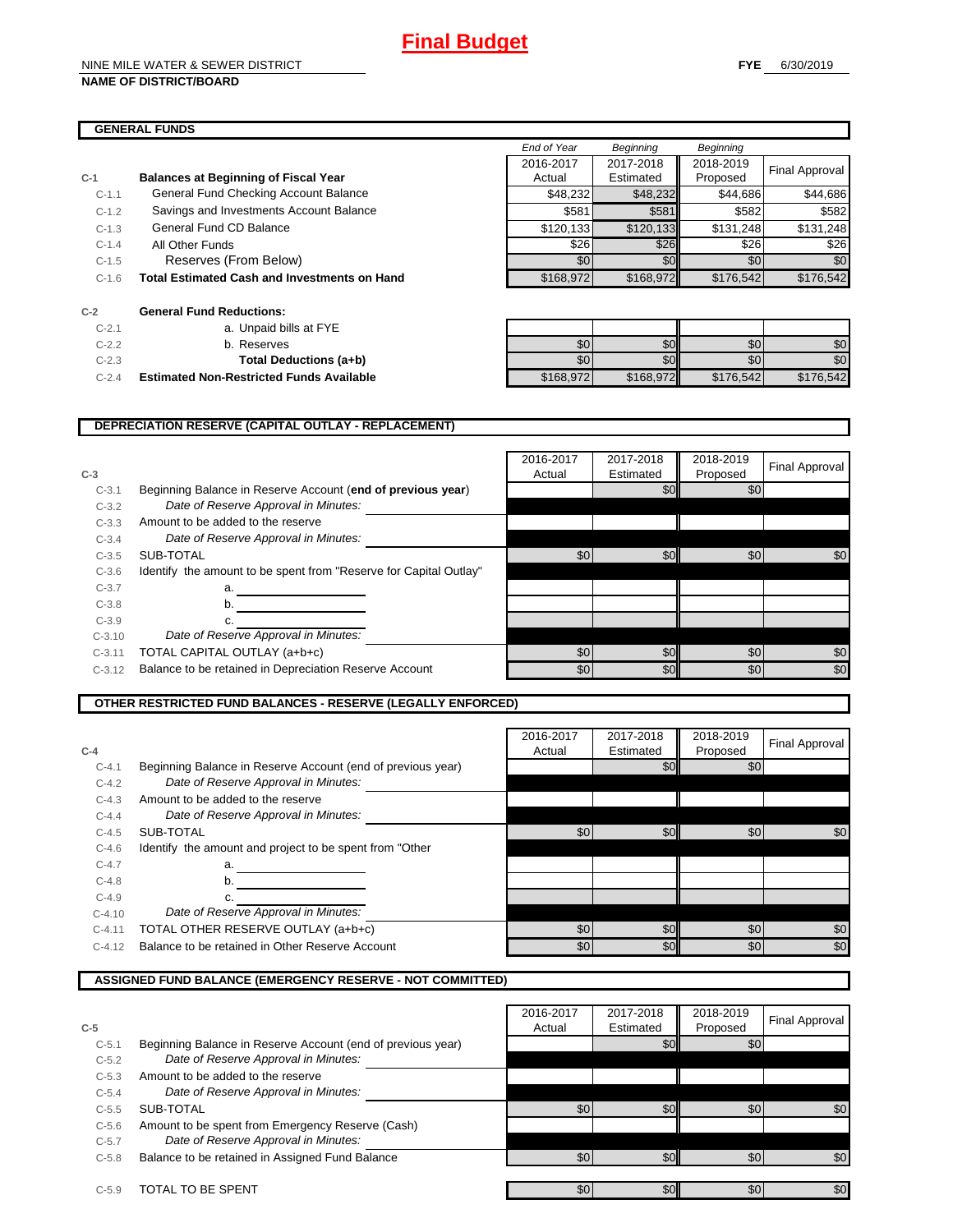# Final Budget

NINE MILE WATER & SEWER DISTRICT
**NAME OF DISTRICT/BOARD**

**FYE** 6/30/2019

## GENERAL FUNDS

| | | End of Year 2016-2017 Actual | Beginning 2017-2018 Estimated | Beginning 2018-2019 Proposed | Final Approval |
|---|---|---|---|---|---|
| **C-1** | **Balances at Beginning of Fiscal Year** | | | | |
| C-1.1 | General Fund Checking Account Balance | $48,232 | $48,232 | $44,686 | $44,686 |
| C-1.2 | Savings and Investments Account Balance | $581 | $581 | $582 | $582 |
| C-1.3 | General Fund CD Balance | $120,133 | $120,133 | $131,248 | $131,248 |
| C-1.4 | All Other Funds | $26 | $26 | $26 | $26 |
| C-1.5 | Reserves (From Below) | $0 | $0 | $0 | $0 |
| C-1.6 | **Total Estimated Cash and Investments on Hand** | $168,972 | $168,972 | $176,542 | $176,542 |
| **C-2** | **General Fund Reductions:** | | | | |
| C-2.1 | a. Unpaid bills at FYE | | | | |
| C-2.2 | b. Reserves | $0 | $0 | $0 | $0 |
| C-2.3 | **Total Deductions (a+b)** | $0 | $0 | $0 | $0 |
| C-2.4 | **Estimated Non-Restricted Funds Available** | $168,972 | $168,972 | $176,542 | $176,542 |

## DEPRECIATION RESERVE (CAPITAL OUTLAY - REPLACEMENT)

| **C-3** | | 2016-2017 Actual | 2017-2018 Estimated | 2018-2019 Proposed | Final Approval |
|---|---|---|---|---|---|
| C-3.1 | Beginning Balance in Reserve Account (**end of previous year**) | | $0 | $0 | |
| C-3.2 | *Date of Reserve Approval in Minutes:* | | | | |
| C-3.3 | Amount to be added to the reserve | | | | |
| C-3.4 | *Date of Reserve Approval in Minutes:* | | | | |
| C-3.5 | SUB-TOTAL | $0 | $0 | $0 | $0 |
| C-3.6 | Identify the amount to be spent from "Reserve for Capital Outlay" | | | | |
| C-3.7 | a. | | | | |
| C-3.8 | b. | | | | |
| C-3.9 | c. | | | | |
| C-3.10 | *Date of Reserve Approval in Minutes:* | | | | |
| C-3.11 | TOTAL CAPITAL OUTLAY (a+b+c) | $0 | $0 | $0 | $0 |
| C-3.12 | Balance to be retained in Depreciation Reserve Account | $0 | $0 | $0 | $0 |

## OTHER RESTRICTED FUND BALANCES - RESERVE (LEGALLY ENFORCED)

| **C-4** | | 2016-2017 Actual | 2017-2018 Estimated | 2018-2019 Proposed | Final Approval |
|---|---|---|---|---|---|
| C-4.1 | Beginning Balance in Reserve Account (end of previous year) | | $0 | $0 | |
| C-4.2 | *Date of Reserve Approval in Minutes:* | | | | |
| C-4.3 | Amount to be added to the reserve | | | | |
| C-4.4 | *Date of Reserve Approval in Minutes:* | | | | |
| C-4.5 | SUB-TOTAL | $0 | $0 | $0 | $0 |
| C-4.6 | Identify the amount and project to be spent from "Other | | | | |
| C-4.7 | a. | | | | |
| C-4.8 | b. | | | | |
| C-4.9 | c. | | | | |
| C-4.10 | *Date of Reserve Approval in Minutes:* | | | | |
| C-4.11 | TOTAL OTHER RESERVE OUTLAY (a+b+c) | $0 | $0 | $0 | $0 |
| C-4.12 | Balance to be retained in Other Reserve Account | $0 | $0 | $0 | $0 |

## ASSIGNED FUND BALANCE (EMERGENCY RESERVE - NOT COMMITTED)

| **C-5** | | 2016-2017 Actual | 2017-2018 Estimated | 2018-2019 Proposed | Final Approval |
|---|---|---|---|---|---|
| C-5.1 | Beginning Balance in Reserve Account (end of previous year) | | $0 | $0 | |
| C-5.2 | *Date of Reserve Approval in Minutes:* | | | | |
| C-5.3 | Amount to be added to the reserve | | | | |
| C-5.4 | *Date of Reserve Approval in Minutes:* | | | | |
| C-5.5 | SUB-TOTAL | $0 | $0 | $0 | $0 |
| C-5.6 | Amount to be spent from Emergency Reserve (Cash) | | | | |
| C-5.7 | *Date of Reserve Approval in Minutes:* | | | | |
| C-5.8 | Balance to be retained in Assigned Fund Balance | $0 | $0 | $0 | $0 |
| C-5.9 | TOTAL TO BE SPENT | $0 | $0 | $0 | $0 |